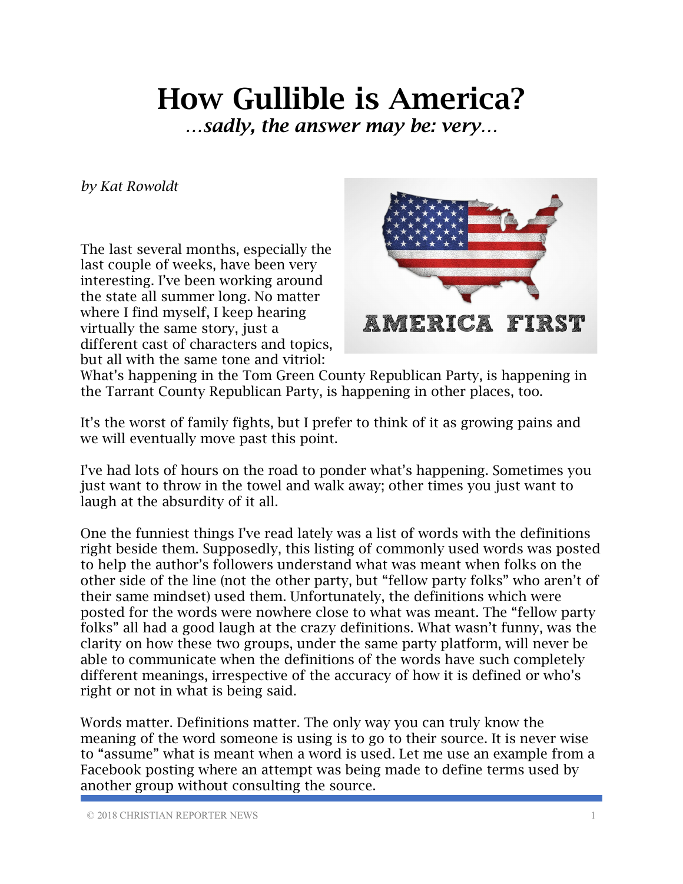# How Gullible is America?

*…sadly, the answer may be: very…*

*by Kat Rowoldt*

The last several months, especially the last couple of weeks, have been very interesting. I've been working around the state all summer long. No matter where I find myself, I keep hearing virtually the same story, just a different cast of characters and topics, but all with the same tone and vitriol: What's happening in the Tom Green County Republican Party, is happening in the Tarrant County Republican Party, is happening in other places, too.

It's the worst of family fights, but I prefer to think of it as growing pains and we will eventually move past this point.

I've had lots of hours on the road to ponder what's happening. Sometimes you just want to throw in the towel and walk away; other times you just want to laugh at the absurdity of it all.

One the funniest things I've read lately was a list of words with the definitions right beside them. Supposedly, this listing of commonly used words was posted to help the author's followers understand what was meant when folks on the other side of the line (not the other party, but "fellow party folks" who aren't of their same mindset) used them. Unfortunately, the definitions which were posted for the words were nowhere close to what was meant. The "fellow party folks" all had a good laugh at the crazy definitions. What wasn't funny, was the clarity on how these two groups, under the same party platform, will never be able to communicate when the definitions of the words have such completely different meanings, irrespective of the accuracy of how it is defined or who's right or not in what is being said.

Words matter. Definitions matter. The only way you can truly know the meaning of the word someone is using is to go to their source. It is never wise to "assume" what is meant when a word is used. Let me use an example from a Facebook posting where an attempt was being made to define terms used by another group without consulting the source.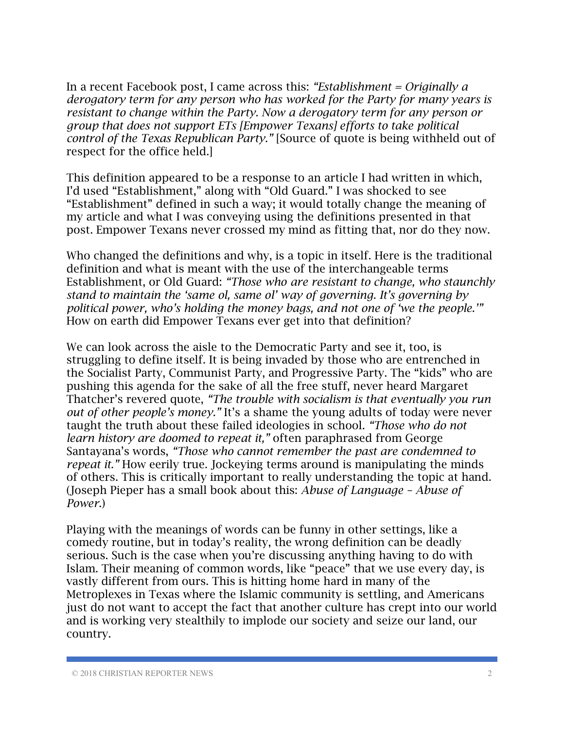In a recent Facebook post, I came across this: *"Establishment = Originally a derogatory term for any person who has worked for the Party for many years is resistant to change within the Party. Now a derogatory term for any person or group that does not support ETs [Empower Texans] efforts to take political control of the Texas Republican Party."* [Source of quote is being withheld out of respect for the office held.]

This definition appeared to be a response to an article I had written in which, I'd used "Establishment," along with "Old Guard." I was shocked to see "Establishment" defined in such a way; it would totally change the meaning of my article and what I was conveying using the definitions presented in that post. Empower Texans never crossed my mind as fitting that, nor do they now.

Who changed the definitions and why, is a topic in itself. Here is the traditional definition and what is meant with the use of the interchangeable terms Establishment, or Old Guard: *"Those who are resistant to change, who staunchly stand to maintain the 'same ol, same ol' way of governing. It's governing by political power, who's holding the money bags, and not one of 'we the people.'"* How on earth did Empower Texans ever get into that definition?

We can look across the aisle to the Democratic Party and see it, too, is struggling to define itself. It is being invaded by those who are entrenched in the Socialist Party, Communist Party, and Progressive Party. The "kids" who are pushing this agenda for the sake of all the free stuff, never heard Margaret Thatcher's revered quote, *"The trouble with socialism is that eventually you run out of other people's money."* It's a shame the young adults of today were never taught the truth about these failed ideologies in school. *"Those who do not learn history are doomed to repeat it,"* often paraphrased from George Santayana's words, *"Those who cannot remember the past are condemned to repeat it."* How eerily true. Jockeying terms around is manipulating the minds of others. This is critically important to really understanding the topic at hand. (Joseph Pieper has a small book about this: *Abuse of Language – Abuse of Power.*)

Playing with the meanings of words can be funny in other settings, like a comedy routine, but in today's reality, the wrong definition can be deadly serious. Such is the case when you're discussing anything having to do with Islam. Their meaning of common words, like "peace" that we use every day, is vastly different from ours. This is hitting home hard in many of the Metroplexes in Texas where the Islamic community is settling, and Americans just do not want to accept the fact that another culture has crept into our world and is working very stealthily to implode our society and seize our land, our country.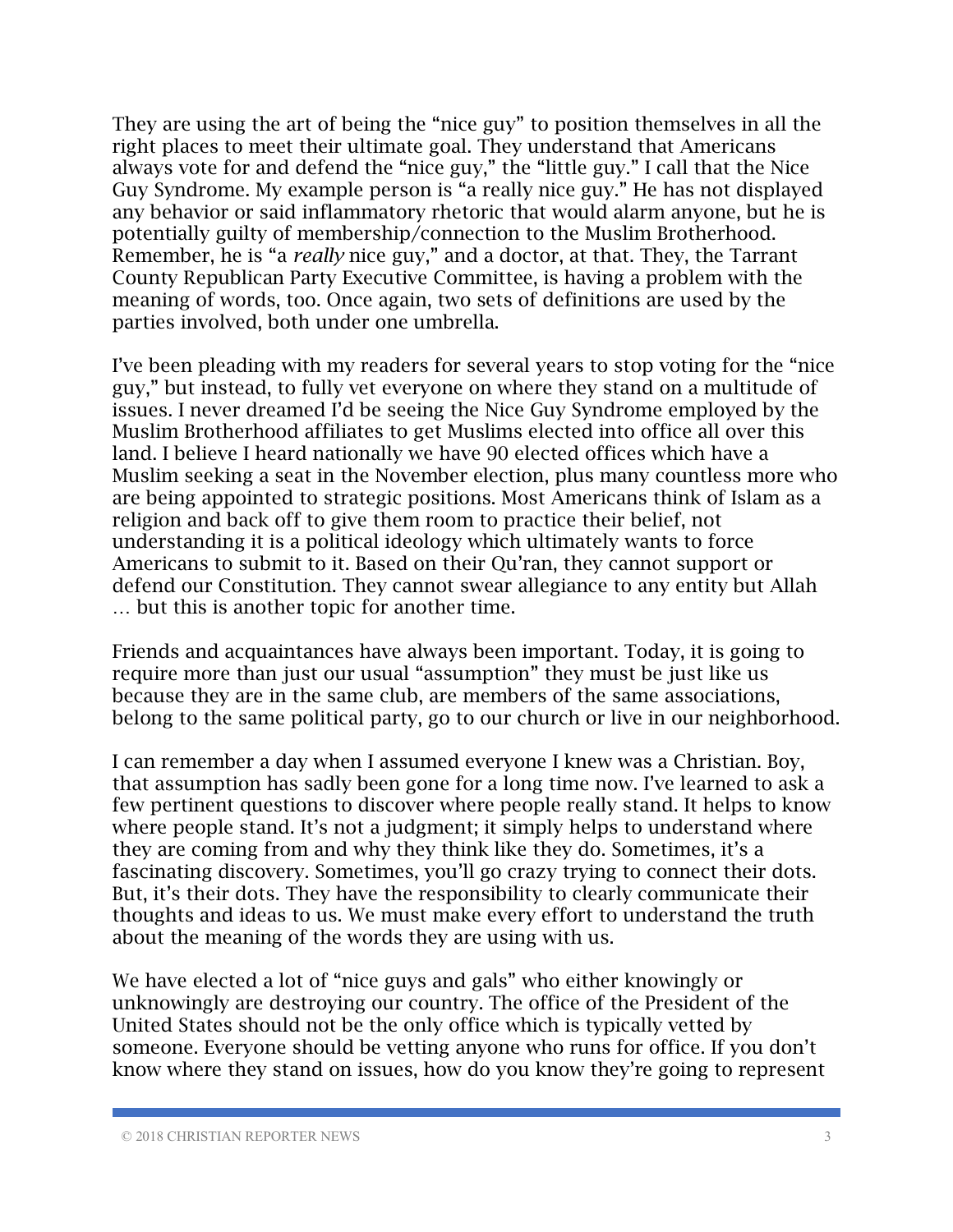They are using the art of being the "nice guy" to position themselves in all the right places to meet their ultimate goal. They understand that Americans always vote for and defend the "nice guy," the "little guy." I call that the Nice Guy Syndrome. My example person is "a really nice guy." He has not displayed any behavior or said inflammatory rhetoric that would alarm anyone, but he is potentially guilty of membership/connection to the Muslim Brotherhood. Remember, he is "a *really* nice guy," and a doctor, at that. They, the Tarrant County Republican Party Executive Committee, is having a problem with the meaning of words, too. Once again, two sets of definitions are used by the parties involved, both under one umbrella.

I've been pleading with my readers for several years to stop voting for the "nice guy," but instead, to fully vet everyone on where they stand on a multitude of issues. I never dreamed I'd be seeing the Nice Guy Syndrome employed by the Muslim Brotherhood affiliates to get Muslims elected into office all over this land. I believe I heard nationally we have 90 elected offices which have a Muslim seeking a seat in the November election, plus many countless more who are being appointed to strategic positions. Most Americans think of Islam as a religion and back off to give them room to practice their belief, not understanding it is a political ideology which ultimately wants to force Americans to submit to it. Based on their Qu'ran, they cannot support or defend our Constitution. They cannot swear allegiance to any entity but Allah … but this is another topic for another time.

Friends and acquaintances have always been important. Today, it is going to require more than just our usual "assumption" they must be just like us because they are in the same club, are members of the same associations, belong to the same political party, go to our church or live in our neighborhood.

I can remember a day when I assumed everyone I knew was a Christian. Boy, that assumption has sadly been gone for a long time now. I've learned to ask a few pertinent questions to discover where people really stand. It helps to know where people stand. It's not a judgment; it simply helps to understand where they are coming from and why they think like they do. Sometimes, it's a fascinating discovery. Sometimes, you'll go crazy trying to connect their dots. But, it's their dots. They have the responsibility to clearly communicate their thoughts and ideas to us. We must make every effort to understand the truth about the meaning of the words they are using with us.

We have elected a lot of "nice guys and gals" who either knowingly or unknowingly are destroying our country. The office of the President of the United States should not be the only office which is typically vetted by someone. Everyone should be vetting anyone who runs for office. If you don't know where they stand on issues, how do you know they're going to represent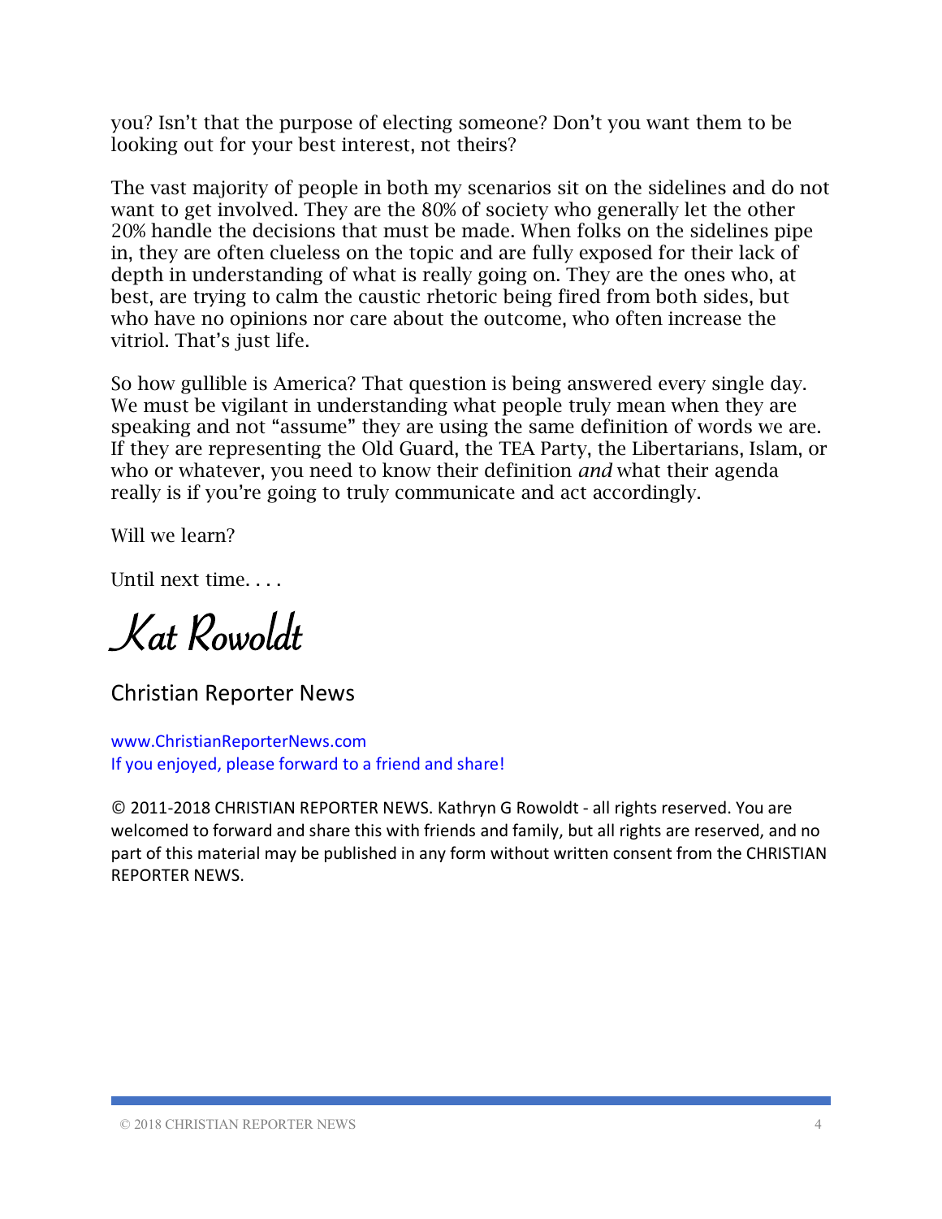you? Isn't that the purpose of electing someone? Don't you want them to be looking out for your best interest, not theirs?

The vast majority of people in both my scenarios sit on the sidelines and do not want to get involved. They are the 80% of society who generally let the other 20% handle the decisions that must be made. When folks on the sidelines pipe in, they are often clueless on the topic and are fully exposed for their lack of depth in understanding of what is really going on. They are the ones who, at best, are trying to calm the caustic rhetoric being fired from both sides, but who have no opinions nor care about the outcome, who often increase the vitriol. That's just life.

So how gullible is America? That question is being answered every single day. We must be vigilant in understanding what people truly mean when they are speaking and not "assume" they are using the same definition of words we are. If they are representing the Old Guard, the TEA Party, the Libertarians, Islam, or who or whatever, you need to know their definition *and* what their agenda really is if you're going to truly communicate and act accordingly.

Will we learn?

Until next time. . . .

Kat Rowoldt

Christian Reporter News

www.ChristianReporterNews.com
If you enjoyed, please forward to a friend and share!

© 2011-2018 CHRISTIAN REPORTER NEWS. Kathryn G Rowoldt - all rights reserved. You are welcomed to forward and share this with friends and family, but all rights are reserved, and no part of this material may be published in any form without written consent from the CHRISTIAN REPORTER NEWS.